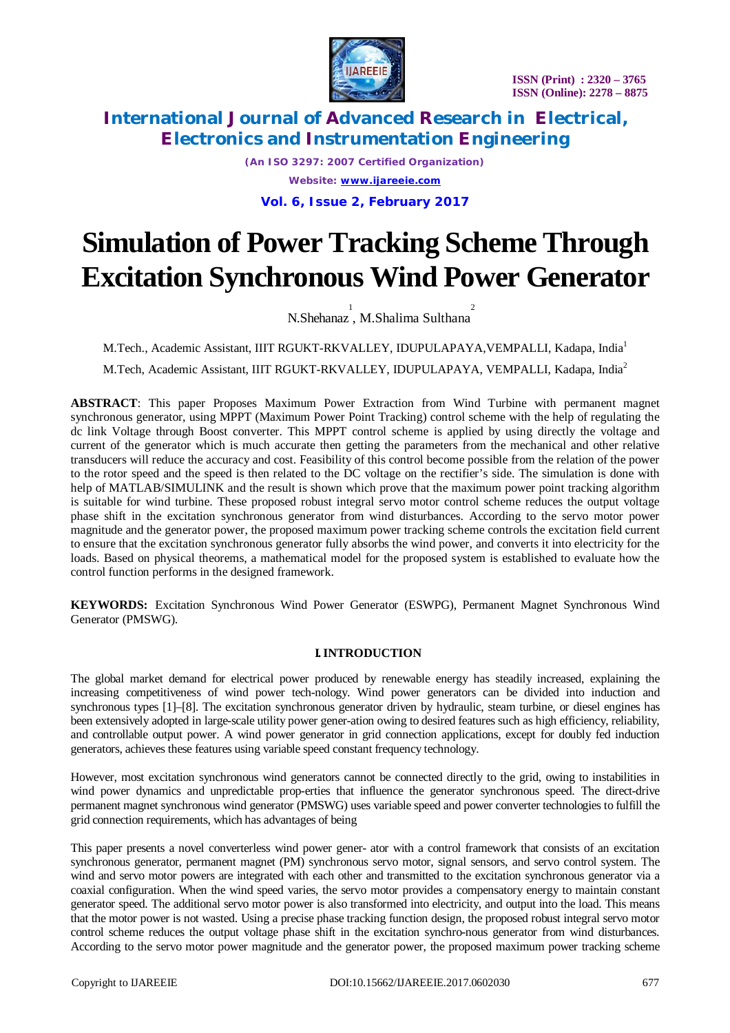# Simulation of Power Tracking Scheme Through Excitation Synchronous Wind Power Generator

N.Shehanaz [1], M.Shalima Sulthana [2]

M.Tech., Academic Assistant, IIIT RGUKT-RKVALLEY, IDUPULAPAYA,VEMPALLI, Kadapa, India[1]

M.Tech, Academic Assistant, IIIT RGUKT-RKVALLEY, IDUPULAPAYA, VEMPALLI, Kadapa, India[2]

**ABSTRACT**: This paper Proposes Maximum Power Extraction from Wind Turbine with permanent magnet synchronous generator, using MPPT (Maximum Power Point Tracking) control scheme with the help of regulating the dc link Voltage through Boost converter. This MPPT control scheme is applied by using directly the voltage and current of the generator which is much accurate then getting the parameters from the mechanical and other relative transducers will reduce the accuracy and cost. Feasibility of this control become possible from the relation of the power to the rotor speed and the speed is then related to the DC voltage on the rectifier's side. The simulation is done with help of MATLAB/SIMULINK and the result is shown which prove that the maximum power point tracking algorithm is suitable for wind turbine. These proposed robust integral servo motor control scheme reduces the output voltage phase shift in the excitation synchronous generator from wind disturbances. According to the servo motor power magnitude and the generator power, the proposed maximum power tracking scheme controls the excitation field current to ensure that the excitation synchronous generator fully absorbs the wind power, and converts it into electricity for the loads. Based on physical theorems, a mathematical model for the proposed system is established to evaluate how the control function performs in the designed framework.

**KEYWORDS:** Excitation Synchronous Wind Power Generator (ESWPG), Permanent Magnet Synchronous Wind Generator (PMSWG).

## I. INTRODUCTION

The global market demand for electrical power produced by renewable energy has steadily increased, explaining the increasing competitiveness of wind power tech-nology. Wind power generators can be divided into induction and synchronous types [1]–[8]. The excitation synchronous generator driven by hydraulic, steam turbine, or diesel engines has been extensively adopted in large-scale utility power gener-ation owing to desired features such as high efficiency, reliability, and controllable output power. A wind power generator in grid connection applications, except for doubly fed induction generators, achieves these features using variable speed constant frequency technology.

However, most excitation synchronous wind generators cannot be connected directly to the grid, owing to instabilities in wind power dynamics and unpredictable prop-erties that influence the generator synchronous speed. The direct-drive permanent magnet synchronous wind generator (PMSWG) uses variable speed and power converter technologies to fulfill the grid connection requirements, which has advantages of being

This paper presents a novel converterless wind power gener- ator with a control framework that consists of an excitation synchronous generator, permanent magnet (PM) synchronous servo motor, signal sensors, and servo control system. The wind and servo motor powers are integrated with each other and transmitted to the excitation synchronous generator via a coaxial configuration. When the wind speed varies, the servo motor provides a compensatory energy to maintain constant generator speed. The additional servo motor power is also transformed into electricity, and output into the load. This means that the motor power is not wasted. Using a precise phase tracking function design, the proposed robust integral servo motor control scheme reduces the output voltage phase shift in the excitation synchro-nous generator from wind disturbances. According to the servo motor power magnitude and the generator power, the proposed maximum power tracking scheme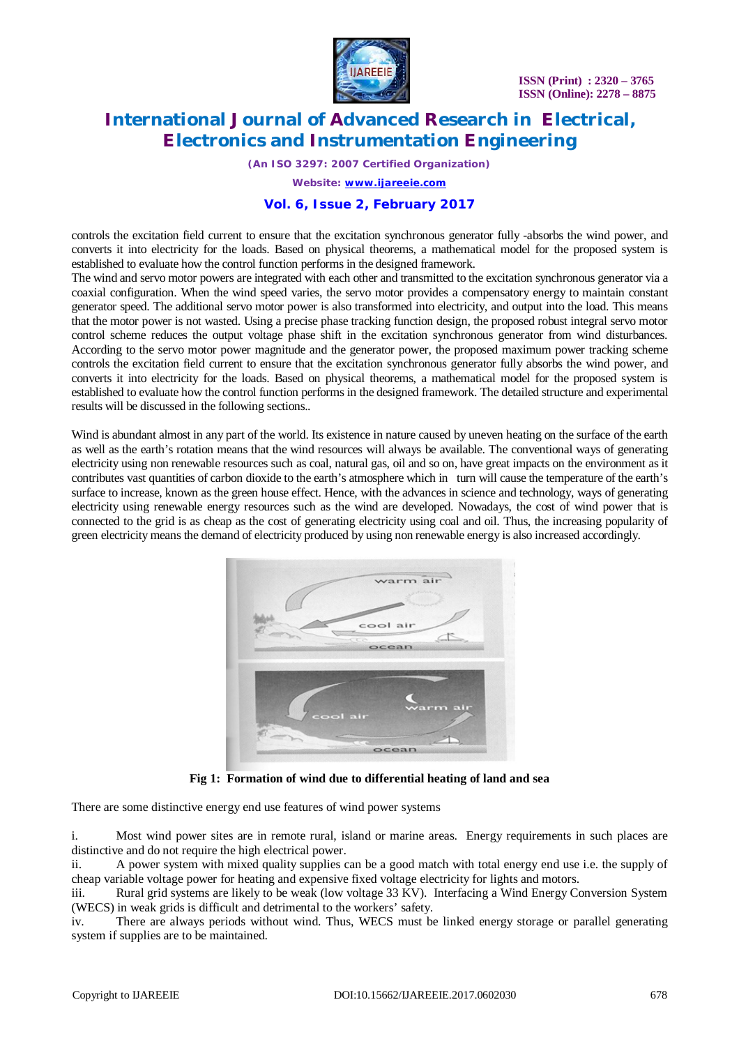controls the excitation field current to ensure that the excitation synchronous generator fully -absorbs the wind power, and converts it into electricity for the loads. Based on physical theorems, a mathematical model for the proposed system is established to evaluate how the control function performs in the designed framework.
The wind and servo motor powers are integrated with each other and transmitted to the excitation synchronous generator via a coaxial configuration. When the wind speed varies, the servo motor provides a compensatory energy to maintain constant generator speed. The additional servo motor power is also transformed into electricity, and output into the load. This means that the motor power is not wasted. Using a precise phase tracking function design, the proposed robust integral servo motor control scheme reduces the output voltage phase shift in the excitation synchronous generator from wind disturbances. According to the servo motor power magnitude and the generator power, the proposed maximum power tracking scheme controls the excitation field current to ensure that the excitation synchronous generator fully absorbs the wind power, and converts it into electricity for the loads. Based on physical theorems, a mathematical model for the proposed system is established to evaluate how the control function performs in the designed framework. The detailed structure and experimental results will be discussed in the following sections..

Wind is abundant almost in any part of the world. Its existence in nature caused by uneven heating on the surface of the earth as well as the earth's rotation means that the wind resources will always be available. The conventional ways of generating electricity using non renewable resources such as coal, natural gas, oil and so on, have great impacts on the environment as it contributes vast quantities of carbon dioxide to the earth's atmosphere which in turn will cause the temperature of the earth's surface to increase, known as the green house effect. Hence, with the advances in science and technology, ways of generating electricity using renewable energy resources such as the wind are developed. Nowadays, the cost of wind power that is connected to the grid is as cheap as the cost of generating electricity using coal and oil. Thus, the increasing popularity of green electricity means the demand of electricity produced by using non renewable energy is also increased accordingly.

**Fig 1: Formation of wind due to differential heating of land and sea**

There are some distinctive energy end use features of wind power systems

i. Most wind power sites are in remote rural, island or marine areas. Energy requirements in such places are distinctive and do not require the high electrical power.
ii. A power system with mixed quality supplies can be a good match with total energy end use i.e. the supply of cheap variable voltage power for heating and expensive fixed voltage electricity for lights and motors.
iii. Rural grid systems are likely to be weak (low voltage 33 KV). Interfacing a Wind Energy Conversion System (WECS) in weak grids is difficult and detrimental to the workers' safety.
iv. There are always periods without wind. Thus, WECS must be linked energy storage or parallel generating system if supplies are to be maintained.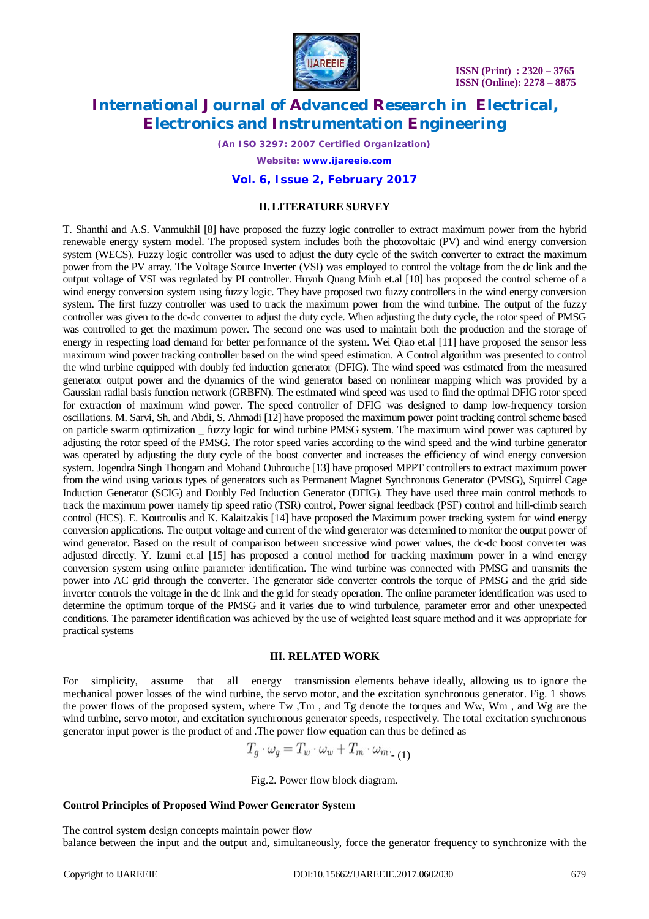## II. LITERATURE SURVEY

T. Shanthi and A.S. Vanmukhil [8] have proposed the fuzzy logic controller to extract maximum power from the hybrid renewable energy system model. The proposed system includes both the photovoltaic (PV) and wind energy conversion system (WECS). Fuzzy logic controller was used to adjust the duty cycle of the switch converter to extract the maximum power from the PV array. The Voltage Source Inverter (VSI) was employed to control the voltage from the dc link and the output voltage of VSI was regulated by PI controller. Huynh Quang Minh et.al [10] has proposed the control scheme of a wind energy conversion system using fuzzy logic. They have proposed two fuzzy controllers in the wind energy conversion system. The first fuzzy controller was used to track the maximum power from the wind turbine. The output of the fuzzy controller was given to the dc-dc converter to adjust the duty cycle. When adjusting the duty cycle, the rotor speed of PMSG was controlled to get the maximum power. The second one was used to maintain both the production and the storage of energy in respecting load demand for better performance of the system. Wei Qiao et.al [11] have proposed the sensor less maximum wind power tracking controller based on the wind speed estimation. A Control algorithm was presented to control the wind turbine equipped with doubly fed induction generator (DFIG). The wind speed was estimated from the measured generator output power and the dynamics of the wind generator based on nonlinear mapping which was provided by a Gaussian radial basis function network (GRBFN). The estimated wind speed was used to find the optimal DFIG rotor speed for extraction of maximum wind power. The speed controller of DFIG was designed to damp low-frequency torsion oscillations. M. Sarvi, Sh. and Abdi, S. Ahmadi [12] have proposed the maximum power point tracking control scheme based on particle swarm optimization _ fuzzy logic for wind turbine PMSG system. The maximum wind power was captured by adjusting the rotor speed of the PMSG. The rotor speed varies according to the wind speed and the wind turbine generator was operated by adjusting the duty cycle of the boost converter and increases the efficiency of wind energy conversion system. Jogendra Singh Thongam and Mohand Ouhrouche [13] have proposed MPPT controllers to extract maximum power from the wind using various types of generators such as Permanent Magnet Synchronous Generator (PMSG), Squirrel Cage Induction Generator (SCIG) and Doubly Fed Induction Generator (DFIG). They have used three main control methods to track the maximum power namely tip speed ratio (TSR) control, Power signal feedback (PSF) control and hill-climb search control (HCS). E. Koutroulis and K. Kalaitzakis [14] have proposed the Maximum power tracking system for wind energy conversion applications. The output voltage and current of the wind generator was determined to monitor the output power of wind generator. Based on the result of comparison between successive wind power values, the dc-dc boost converter was adjusted directly. Y. Izumi et.al [15] has proposed a control method for tracking maximum power in a wind energy conversion system using online parameter identification. The wind turbine was connected with PMSG and transmits the power into AC grid through the converter. The generator side converter controls the torque of PMSG and the grid side inverter controls the voltage in the dc link and the grid for steady operation. The online parameter identification was used to determine the optimum torque of the PMSG and it varies due to wind turbulence, parameter error and other unexpected conditions. The parameter identification was achieved by the use of weighted least square method and it was appropriate for practical systems

## III. RELATED WORK

For simplicity, assume that all energy transmission elements behave ideally, allowing us to ignore the mechanical power losses of the wind turbine, the servo motor, and the excitation synchronous generator. Fig. 1 shows the power flows of the proposed system, where Tw ,Tm , and Tg denote the torques and Ww, Wm , and Wg are the wind turbine, servo motor, and excitation synchronous generator speeds, respectively. The total excitation synchronous generator input power is the product of and .The power flow equation can thus be defined as

$$T_g \cdot \omega_g = T_w \cdot \omega_w + T_m \cdot \omega_m \quad \text{- (1)}$$

Fig.2. Power flow block diagram.

**Control Principles of Proposed Wind Power Generator System**

The control system design concepts maintain power flow
balance between the input and the output and, simultaneously, force the generator frequency to synchronize with the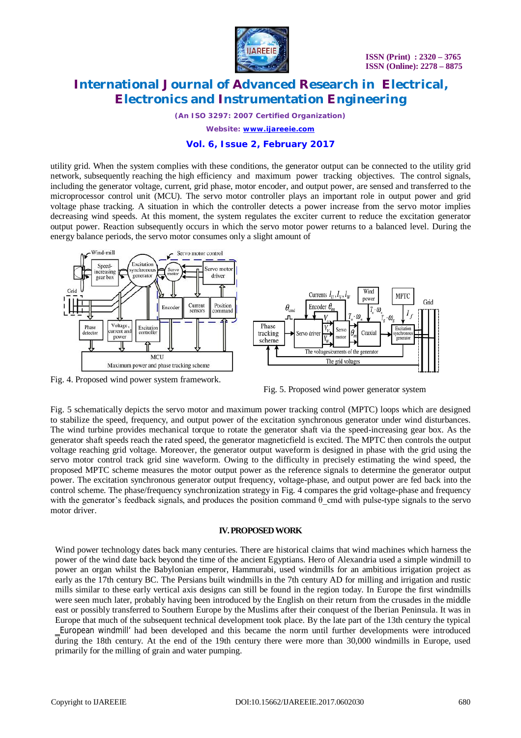utility grid. When the system complies with these conditions, the generator output can be connected to the utility grid network, subsequently reaching the high efficiency and maximum power tracking objectives. The control signals, including the generator voltage, current, grid phase, motor encoder, and output power, are sensed and transferred to the microprocessor control unit (MCU). The servo motor controller plays an important role in output power and grid voltage phase tracking. A situation in which the controller detects a power increase from the servo motor implies decreasing wind speeds. At this moment, the system regulates the exciter current to reduce the excitation generator output power. Reaction subsequently occurs in which the servo motor power returns to a balanced level. During the energy balance periods, the servo motor consumes only a slight amount of

Fig. 4. Proposed wind power system framework.

Fig. 5. Proposed wind power generator system

Fig. 5 schematically depicts the servo motor and maximum power tracking control (MPTC) loops which are designed to stabilize the speed, frequency, and output power of the excitation synchronous generator under wind disturbances. The wind turbine provides mechanical torque to rotate the generator shaft via the speed-increasing gear box. As the generator shaft speeds reach the rated speed, the generator magneticfield is excited. The MPTC then controls the output voltage reaching grid voltage. Moreover, the generator output waveform is designed in phase with the grid using the servo motor control track grid sine waveform. Owing to the difficulty in precisely estimating the wind speed, the proposed MPTC scheme measures the motor output power as the reference signals to determine the generator output power. The excitation synchronous generator output frequency, voltage-phase, and output power are fed back into the control scheme. The phase/frequency synchronization strategy in Fig. 4 compares the grid voltage-phase and frequency with the generator's feedback signals, and produces the position command θ_cmd with pulse-type signals to the servo motor driver.

## IV. PROPOSED WORK

Wind power technology dates back many centuries. There are historical claims that wind machines which harness the power of the wind date back beyond the time of the ancient Egyptians. Hero of Alexandria used a simple windmill to power an organ whilst the Babylonian emperor, Hammurabi, used windmills for an ambitious irrigation project as early as the 17th century BC. The Persians built windmills in the 7th century AD for milling and irrigation and rustic mills similar to these early vertical axis designs can still be found in the region today. In Europe the first windmills were seen much later, probably having been introduced by the English on their return from the crusades in the middle east or possibly transferred to Southern Europe by the Muslims after their conquest of the Iberian Peninsula. It was in Europe that much of the subsequent technical development took place. By the late part of the 13th century the typical ‗European windmill' had been developed and this became the norm until further developments were introduced during the 18th century. At the end of the 19th century there were more than 30,000 windmills in Europe, used primarily for the milling of grain and water pumping.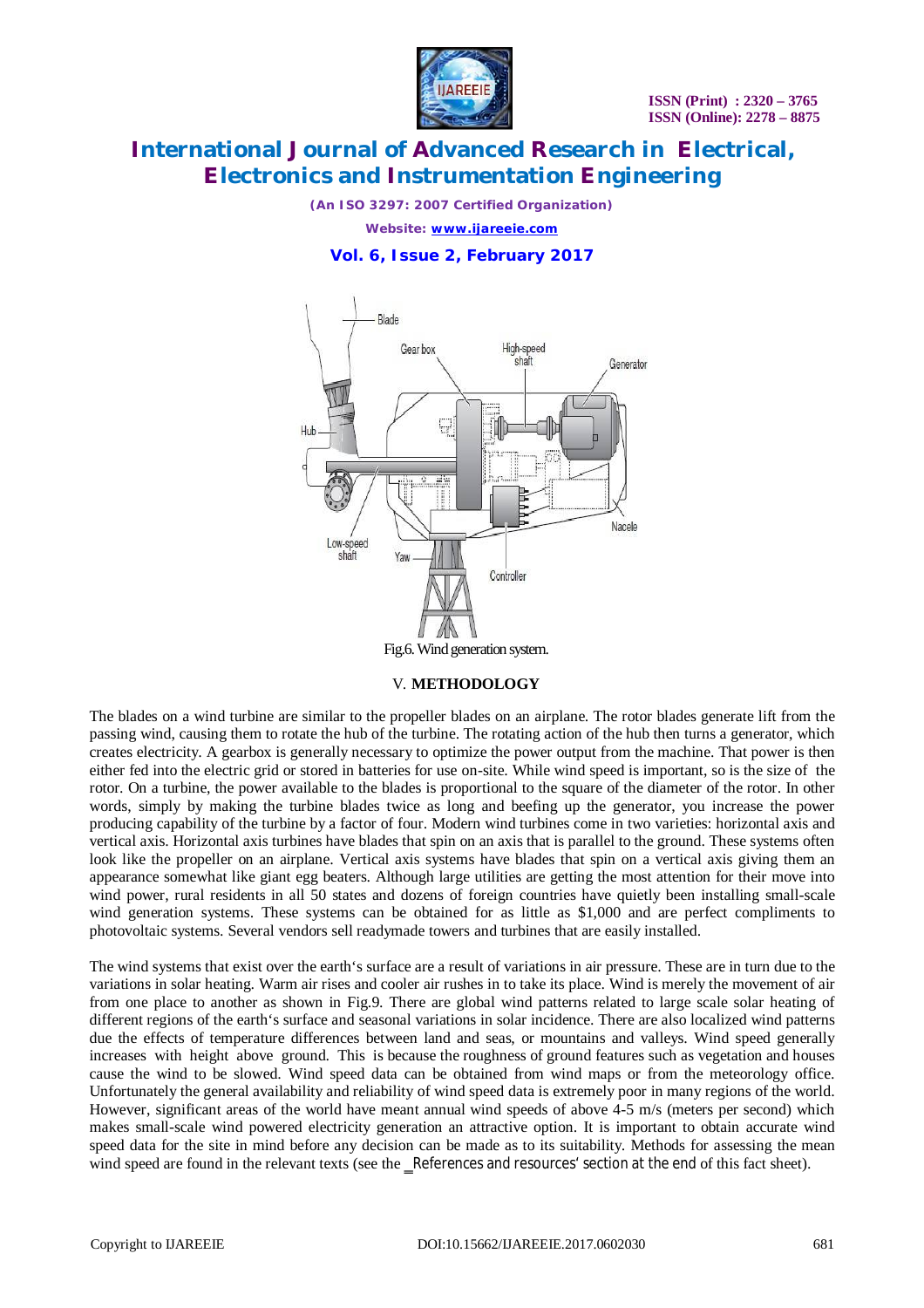Fig.6. Wind generation system.

## V. METHODOLOGY

The blades on a wind turbine are similar to the propeller blades on an airplane. The rotor blades generate lift from the passing wind, causing them to rotate the hub of the turbine. The rotating action of the hub then turns a generator, which creates electricity. A gearbox is generally necessary to optimize the power output from the machine. That power is then either fed into the electric grid or stored in batteries for use on-site. While wind speed is important, so is the size of the rotor. On a turbine, the power available to the blades is proportional to the square of the diameter of the rotor. In other words, simply by making the turbine blades twice as long and beefing up the generator, you increase the power producing capability of the turbine by a factor of four. Modern wind turbines come in two varieties: horizontal axis and vertical axis. Horizontal axis turbines have blades that spin on an axis that is parallel to the ground. These systems often look like the propeller on an airplane. Vertical axis systems have blades that spin on a vertical axis giving them an appearance somewhat like giant egg beaters. Although large utilities are getting the most attention for their move into wind power, rural residents in all 50 states and dozens of foreign countries have quietly been installing small-scale wind generation systems. These systems can be obtained for as little as $1,000 and are perfect compliments to photovoltaic systems. Several vendors sell readymade towers and turbines that are easily installed.

The wind systems that exist over the earth's surface are a result of variations in air pressure. These are in turn due to the variations in solar heating. Warm air rises and cooler air rushes in to take its place. Wind is merely the movement of air from one place to another as shown in Fig.9. There are global wind patterns related to large scale solar heating of different regions of the earth's surface and seasonal variations in solar incidence. There are also localized wind patterns due the effects of temperature differences between land and seas, or mountains and valleys. Wind speed generally increases with height above ground. This is because the roughness of ground features such as vegetation and houses cause the wind to be slowed. Wind speed data can be obtained from wind maps or from the meteorology office. Unfortunately the general availability and reliability of wind speed data is extremely poor in many regions of the world. However, significant areas of the world have meant annual wind speeds of above 4-5 m/s (meters per second) which makes small-scale wind powered electricity generation an attractive option. It is important to obtain accurate wind speed data for the site in mind before any decision can be made as to its suitability. Methods for assessing the mean wind speed are found in the relevant texts (see the ‗References and resources' section at the end of this fact sheet).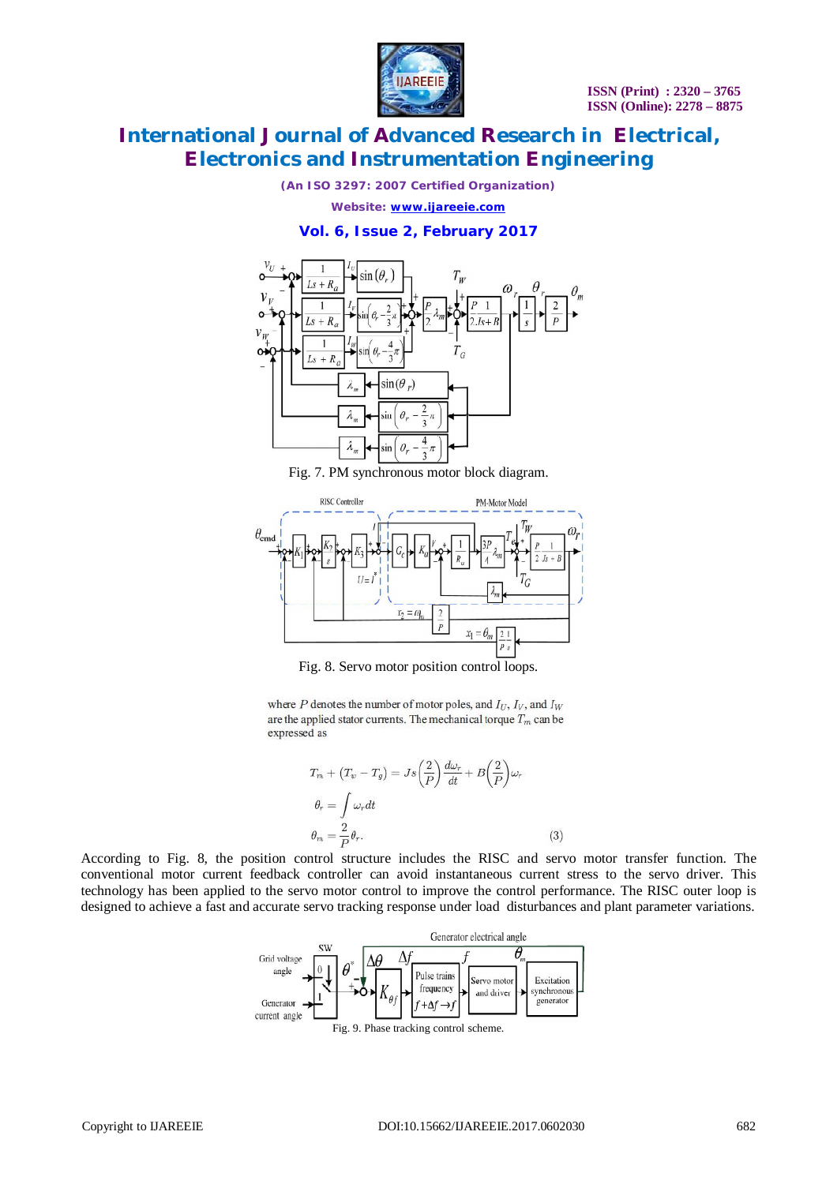Fig. 7. PM synchronous motor block diagram.

Fig. 8. Servo motor position control loops.

where $P$ denotes the number of motor poles, and $I_U$, $I_V$, and $I_W$ are the applied stator currents. The mechanical torque $T_m$ can be expressed as

$$T_m + (T_w - T_g) = Js\left(\frac{2}{P}\right)\frac{d\omega_r}{dt} + B\left(\frac{2}{P}\right)\omega_r$$

$$\theta_r = \int \omega_r dt$$

$$\theta_m = \frac{2}{P}\theta_r. \qquad (3)$$

According to Fig. 8, the position control structure includes the RISC and servo motor transfer function. The conventional motor current feedback controller can avoid instantaneous current stress to the servo driver. This technology has been applied to the servo motor control to improve the control performance. The RISC outer loop is designed to achieve a fast and accurate servo tracking response under load disturbances and plant parameter variations.

Fig. 9. Phase tracking control scheme.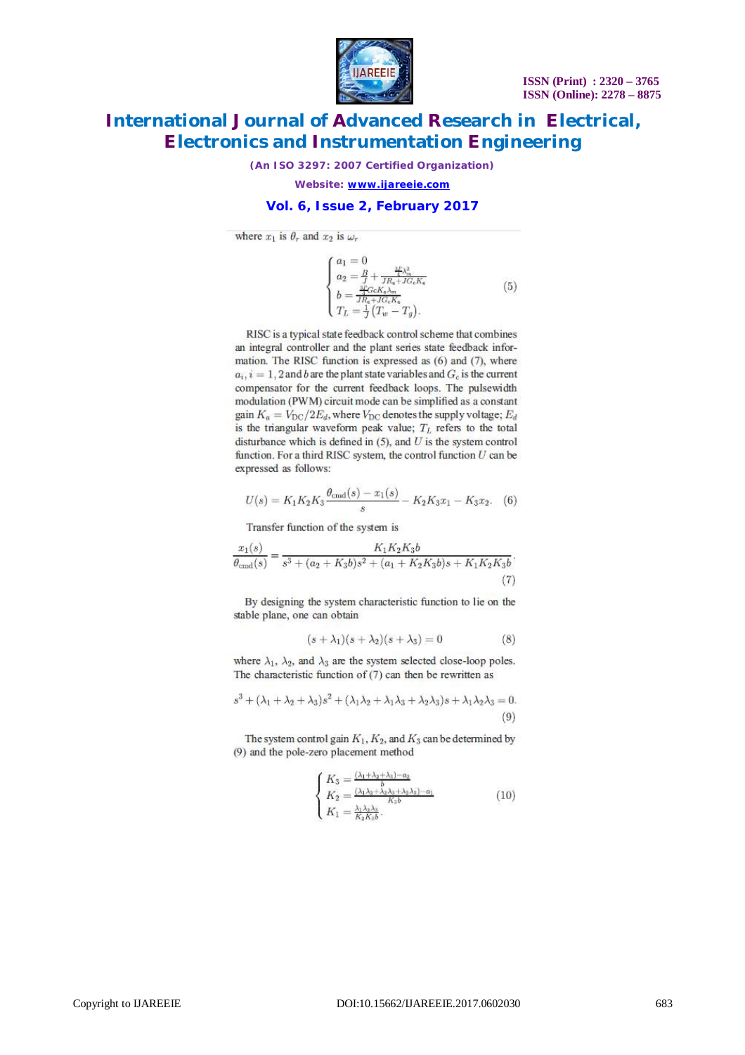where $x_1$ is $\theta_r$ and $x_2$ is $\omega_r$

$$\begin{cases} a_1 = 0 \\ a_2 = \frac{B}{J} + \frac{\frac{3P}{4}\lambda_m^2}{JR_a + JG_cK_a} \\ b = \frac{\frac{3P}{4}GcK_a\lambda_m}{JR_a + JG_cK_a} \\ T_L = \frac{1}{J}\left(T_w - T_g\right). \end{cases} \tag{5}$$

RISC is a typical state feedback control scheme that combines an integral controller and the plant series state feedback information. The RISC function is expressed as (6) and (7), where $a_i, i = 1, 2$ and $b$ are the plant state variables and $G_c$ is the current compensator for the current feedback loops. The pulsewidth modulation (PWM) circuit mode can be simplified as a constant gain $K_a = V_{\text{DC}}/2E_d$, where $V_{\text{DC}}$ denotes the supply voltage; $E_d$ is the triangular waveform peak value; $T_L$ refers to the total disturbance which is defined in (5), and $U$ is the system control function. For a third RISC system, the control function $U$ can be expressed as follows:

$$U(s) = K_1K_2K_3\frac{\theta_{\text{cmd}}(s) - x_1(s)}{s} - K_2K_3x_1 - K_3x_2. \tag{6}$$

Transfer function of the system is

$$\frac{x_1(s)}{\theta_{\text{cmd}}(s)} = \frac{K_1K_2K_3b}{s^3 + (a_2 + K_3b)s^2 + (a_1 + K_2K_3b)s + K_1K_2K_3b}. \tag{7}$$

By designing the system characteristic function to lie on the stable plane, one can obtain

$$(s + \lambda_1)(s + \lambda_2)(s + \lambda_3) = 0 \tag{8}$$

where $\lambda_1$, $\lambda_2$, and $\lambda_3$ are the system selected close-loop poles. The characteristic function of (7) can then be rewritten as

$$s^3 + (\lambda_1 + \lambda_2 + \lambda_3)s^2 + (\lambda_1\lambda_2 + \lambda_1\lambda_3 + \lambda_2\lambda_3)s + \lambda_1\lambda_2\lambda_3 = 0. \tag{9}$$

The system control gain $K_1$, $K_2$, and $K_3$ can be determined by (9) and the pole-zero placement method

$$\begin{cases} K_3 = \frac{(\lambda_1 + \lambda_2 + \lambda_3) - a_2}{b} \\ K_2 = \frac{(\lambda_1\lambda_2 + \lambda_2\lambda_3 + \lambda_3\lambda_3) - a_1}{K_3b} \\ K_1 = \frac{\lambda_1\lambda_2\lambda_3}{K_2K_3b}. \end{cases} \tag{10}$$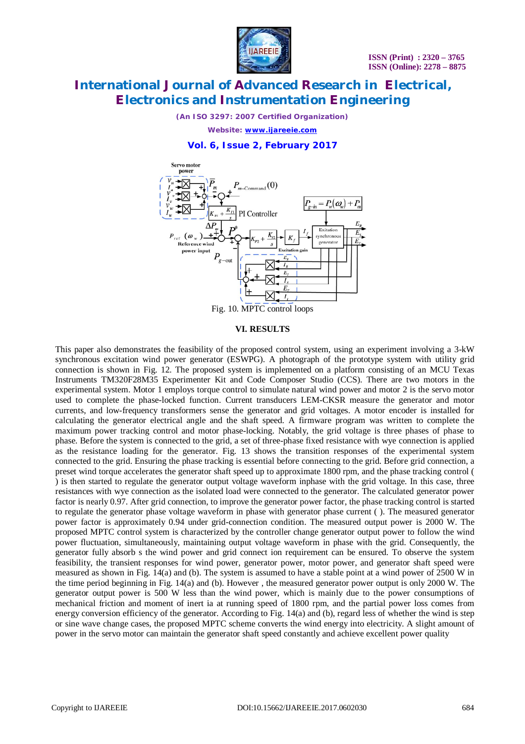Fig. 10. MPTC control loops

### VI. RESULTS

This paper also demonstrates the feasibility of the proposed control system, using an experiment involving a 3-kW synchronous excitation wind power generator (ESWPG). A photograph of the prototype system with utility grid connection is shown in Fig. 12. The proposed system is implemented on a platform consisting of an MCU Texas Instruments TM320F28M35 Experimenter Kit and Code Composer Studio (CCS). There are two motors in the experimental system. Motor 1 employs torque control to simulate natural wind power and motor 2 is the servo motor used to complete the phase-locked function. Current transducers LEM-CKSR measure the generator and motor currents, and low-frequency transformers sense the generator and grid voltages. A motor encoder is installed for calculating the generator electrical angle and the shaft speed. A firmware program was written to complete the maximum power tracking control and motor phase-locking. Notably, the grid voltage is three phases of phase to phase. Before the system is connected to the grid, a set of three-phase fixed resistance with wye connection is applied as the resistance loading for the generator. Fig. 13 shows the transition responses of the experimental system connected to the grid. Ensuring the phase tracking is essential before connecting to the grid. Before grid connection, a preset wind torque accelerates the generator shaft speed up to approximate 1800 rpm, and the phase tracking control ( ) is then started to regulate the generator output voltage waveform inphase with the grid voltage. In this case, three resistances with wye connection as the isolated load were connected to the generator. The calculated generator power factor is nearly 0.97. After grid connection, to improve the generator power factor, the phase tracking control is started to regulate the generator phase voltage waveform in phase with generator phase current ( ). The measured generator power factor is approximately 0.94 under grid-connection condition. The measured output power is 2000 W. The proposed MPTC control system is characterized by the controller change generator output power to follow the wind power fluctuation, simultaneously, maintaining output voltage waveform in phase with the grid. Consequently, the generator fully absorb s the wind power and grid connect ion requirement can be ensured. To observe the system feasibility, the transient responses for wind power, generator power, motor power, and generator shaft speed were measured as shown in Fig. 14(a) and (b). The system is assumed to have a stable point at a wind power of 2500 W in the time period beginning in Fig. 14(a) and (b). However , the measured generator power output is only 2000 W. The generator output power is 500 W less than the wind power, which is mainly due to the power consumptions of mechanical friction and moment of inert ia at running speed of 1800 rpm, and the partial power loss comes from energy conversion efficiency of the generator. According to Fig. 14(a) and (b), regard less of whether the wind is step or sine wave change cases, the proposed MPTC scheme converts the wind energy into electricity. A slight amount of power in the servo motor can maintain the generator shaft speed constantly and achieve excellent power quality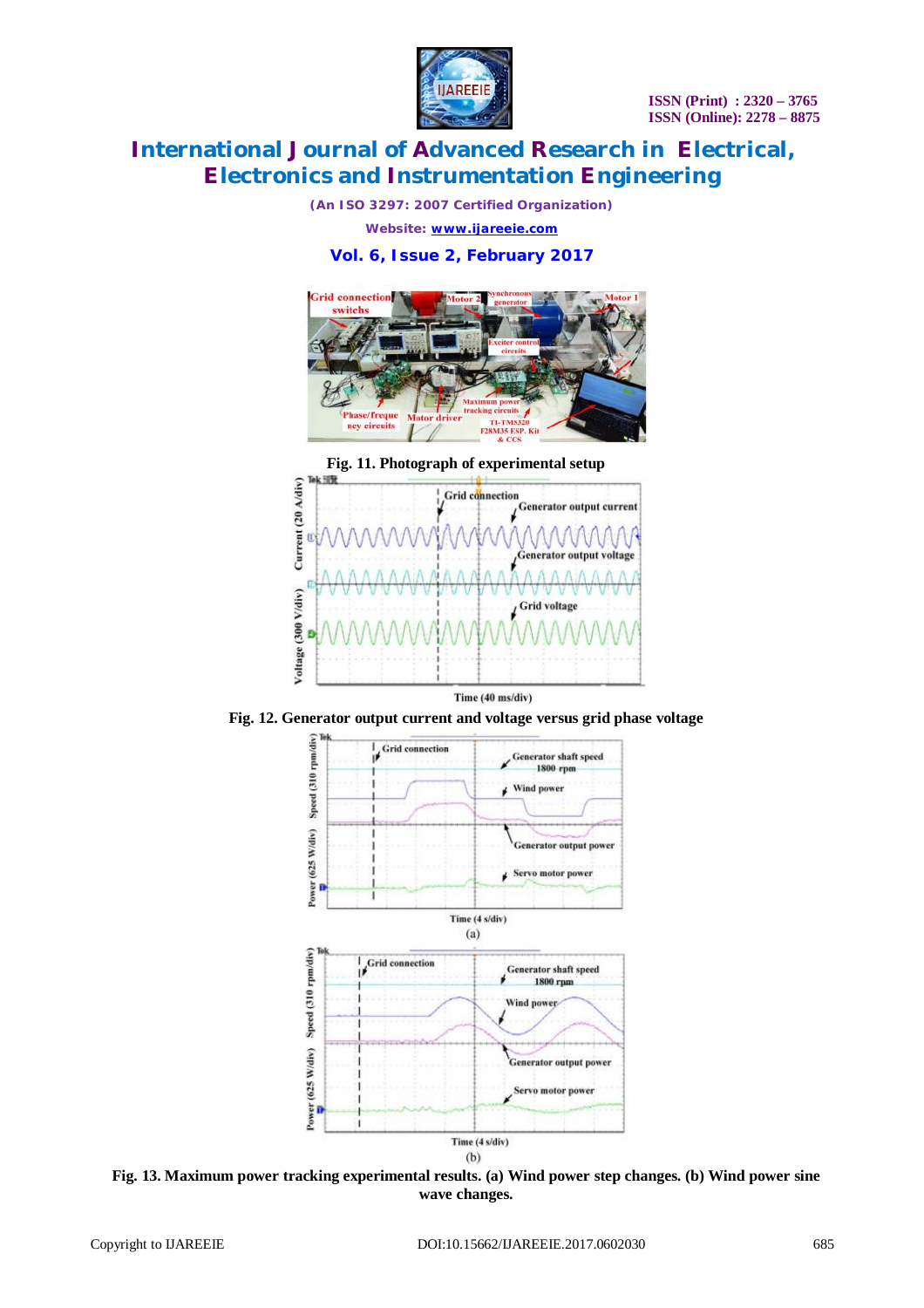Fig. 11. Photograph of experimental setup

Fig. 12. Generator output current and voltage versus grid phase voltage

Fig. 13. Maximum power tracking experimental results. (a) Wind power step changes. (b) Wind power sine wave changes.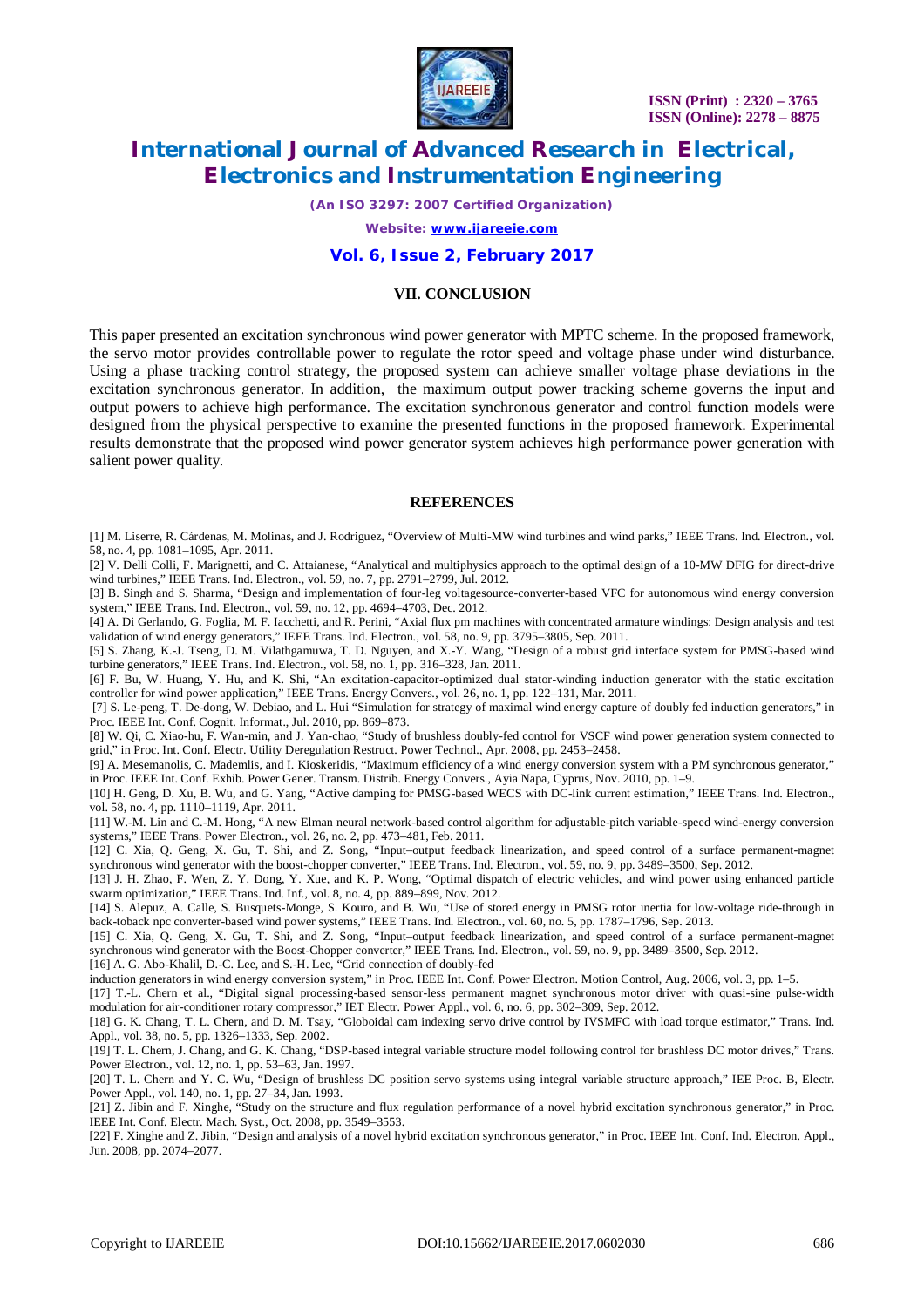## VII. CONCLUSION

This paper presented an excitation synchronous wind power generator with MPTC scheme. In the proposed framework, the servo motor provides controllable power to regulate the rotor speed and voltage phase under wind disturbance. Using a phase tracking control strategy, the proposed system can achieve smaller voltage phase deviations in the excitation synchronous generator. In addition, the maximum output power tracking scheme governs the input and output powers to achieve high performance. The excitation synchronous generator and control function models were designed from the physical perspective to examine the presented functions in the proposed framework. Experimental results demonstrate that the proposed wind power generator system achieves high performance power generation with salient power quality.

## REFERENCES

[1] M. Liserre, R. Cárdenas, M. Molinas, and J. Rodriguez, "Overview of Multi-MW wind turbines and wind parks," IEEE Trans. Ind. Electron., vol. 58, no. 4, pp. 1081–1095, Apr. 2011.

[2] V. Delli Colli, F. Marignetti, and C. Attaianese, "Analytical and multiphysics approach to the optimal design of a 10-MW DFIG for direct-drive wind turbines," IEEE Trans. Ind. Electron., vol. 59, no. 7, pp. 2791–2799, Jul. 2012.

[3] B. Singh and S. Sharma, "Design and implementation of four-leg voltagesource-converter-based VFC for autonomous wind energy conversion system," IEEE Trans. Ind. Electron., vol. 59, no. 12, pp. 4694–4703, Dec. 2012.

[4] A. Di Gerlando, G. Foglia, M. F. Iacchetti, and R. Perini, "Axial flux pm machines with concentrated armature windings: Design analysis and test validation of wind energy generators," IEEE Trans. Ind. Electron., vol. 58, no. 9, pp. 3795–3805, Sep. 2011.

[5] S. Zhang, K.-J. Tseng, D. M. Vilathgamuwa, T. D. Nguyen, and X.-Y. Wang, "Design of a robust grid interface system for PMSG-based wind turbine generators," IEEE Trans. Ind. Electron., vol. 58, no. 1, pp. 316–328, Jan. 2011.

[6] F. Bu, W. Huang, Y. Hu, and K. Shi, "An excitation-capacitor-optimized dual stator-winding induction generator with the static excitation controller for wind power application," IEEE Trans. Energy Convers., vol. 26, no. 1, pp. 122–131, Mar. 2011.

[7] S. Le-peng, T. De-dong, W. Debiao, and L. Hui "Simulation for strategy of maximal wind energy capture of doubly fed induction generators," in Proc. IEEE Int. Conf. Cognit. Informat., Jul. 2010, pp. 869–873.

[8] W. Qi, C. Xiao-hu, F. Wan-min, and J. Yan-chao, "Study of brushless doubly-fed control for VSCF wind power generation system connected to grid," in Proc. Int. Conf. Electr. Utility Deregulation Restruct. Power Technol., Apr. 2008, pp. 2453–2458.

[9] A. Mesemanolis, C. Mademlis, and I. Kioskeridis, "Maximum efficiency of a wind energy conversion system with a PM synchronous generator," in Proc. IEEE Int. Conf. Exhib. Power Gener. Transm. Distrib. Energy Convers., Ayia Napa, Cyprus, Nov. 2010, pp. 1–9.

[10] H. Geng, D. Xu, B. Wu, and G. Yang, "Active damping for PMSG-based WECS with DC-link current estimation," IEEE Trans. Ind. Electron., vol. 58, no. 4, pp. 1110–1119, Apr. 2011.

[11] W.-M. Lin and C.-M. Hong, "A new Elman neural network-based control algorithm for adjustable-pitch variable-speed wind-energy conversion systems," IEEE Trans. Power Electron., vol. 26, no. 2, pp. 473–481, Feb. 2011.

[12] C. Xia, Q. Geng, X. Gu, T. Shi, and Z. Song, "Input–output feedback linearization, and speed control of a surface permanent-magnet synchronous wind generator with the boost-chopper converter," IEEE Trans. Ind. Electron., vol. 59, no. 9, pp. 3489–3500, Sep. 2012.

[13] J. H. Zhao, F. Wen, Z. Y. Dong, Y. Xue, and K. P. Wong, "Optimal dispatch of electric vehicles, and wind power using enhanced particle swarm optimization," IEEE Trans. Ind. Inf., vol. 8, no. 4, pp. 889–899, Nov. 2012.

[14] S. Alepuz, A. Calle, S. Busquets-Monge, S. Kouro, and B. Wu, "Use of stored energy in PMSG rotor inertia for low-voltage ride-through in back-toback npc converter-based wind power systems," IEEE Trans. Ind. Electron., vol. 60, no. 5, pp. 1787–1796, Sep. 2013.

[15] C. Xia, Q. Geng, X. Gu, T. Shi, and Z. Song, "Input–output feedback linearization, and speed control of a surface permanent-magnet synchronous wind generator with the Boost-Chopper converter," IEEE Trans. Ind. Electron., vol. 59, no. 9, pp. 3489–3500, Sep. 2012.

[16] A. G. Abo-Khalil, D.-C. Lee, and S.-H. Lee, "Grid connection of doubly-fed induction generators in wind energy conversion system," in Proc. IEEE Int. Conf. Power Electron. Motion Control, Aug. 2006, vol. 3, pp. 1–5.

[17] T.-L. Chern et al., "Digital signal processing-based sensor-less permanent magnet synchronous motor driver with quasi-sine pulse-width modulation for air-conditioner rotary compressor," IET Electr. Power Appl., vol. 6, no. 6, pp. 302–309, Sep. 2012.

[18] G. K. Chang, T. L. Chern, and D. M. Tsay, "Globoidal cam indexing servo drive control by IVSMFC with load torque estimator," Trans. Ind. Appl., vol. 38, no. 5, pp. 1326–1333, Sep. 2002.

[19] T. L. Chern, J. Chang, and G. K. Chang, "DSP-based integral variable structure model following control for brushless DC motor drives," Trans. Power Electron., vol. 12, no. 1, pp. 53–63, Jan. 1997.

[20] T. L. Chern and Y. C. Wu, "Design of brushless DC position servo systems using integral variable structure approach," IEE Proc. B, Electr. Power Appl., vol. 140, no. 1, pp. 27–34, Jan. 1993.

[21] Z. Jibin and F. Xinghe, "Study on the structure and flux regulation performance of a novel hybrid excitation synchronous generator," in Proc. IEEE Int. Conf. Electr. Mach. Syst., Oct. 2008, pp. 3549–3553.

[22] F. Xinghe and Z. Jibin, "Design and analysis of a novel hybrid excitation synchronous generator," in Proc. IEEE Int. Conf. Ind. Electron. Appl., Jun. 2008, pp. 2074–2077.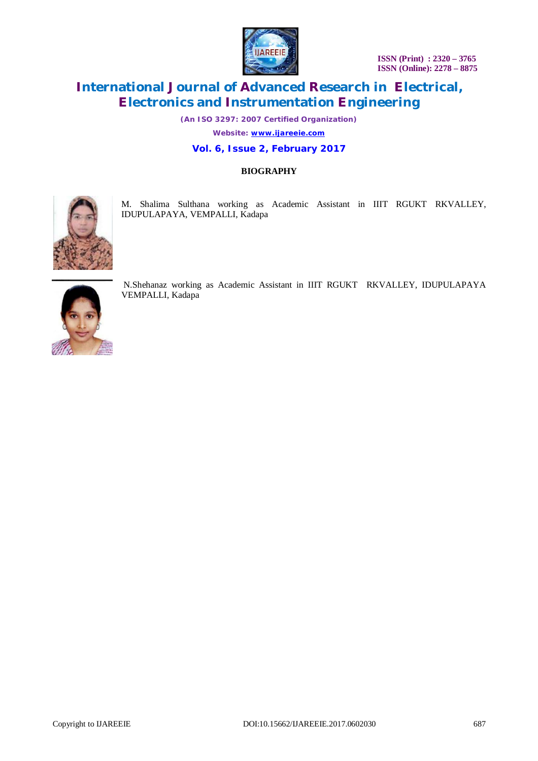## BIOGRAPHY

M. Shalima Sulthana working as Academic Assistant in IIIT RGUKT RKVALLEY, IDUPULAPAYA, VEMPALLI, Kadapa

N.Shehanaz working as Academic Assistant in IIIT RGUKT RKVALLEY, IDUPULAPAYA VEMPALLI, Kadapa